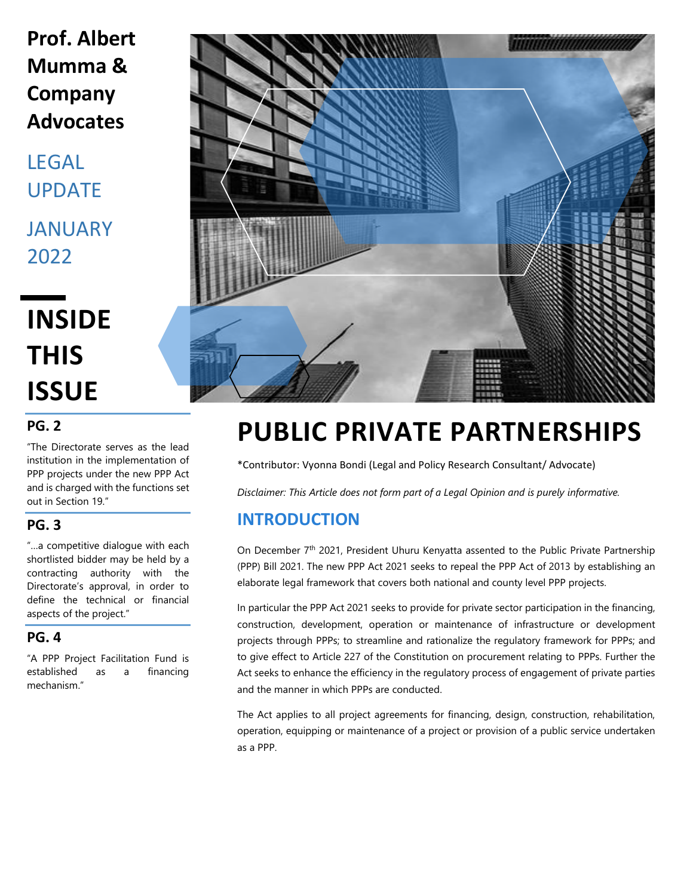**Prof. Albert Mumma & Company Advocates**

LEGAL UPDATE

JANUARY 2022

## INSIDE THIS ISSUE

**PG. 2**

"The Directorate serves as the lead institution in the implementation of PPP projects under the new PPP Act and is charged with the functions set out in Section 19."

**PG. 3**

"…a competitive dialogue with each shortlisted bidder may be held by a contracting authority with the Directorate's approval, in order to define the technical or financial aspects of the project."

**PG. 4**

"A PPP Project Facilitation Fund is established as a financing mechanism."

# PUBLIC PRIVATE PARTNERSHIPS

*Contributor: Vyonna Bondi (Legal and Policy Research Consultant/ Advocate)

*Disclaimer: This Article does not form part of a Legal Opinion and is purely informative.*

## INTRODUCTION

On December 7th 2021, President Uhuru Kenyatta assented to the Public Private Partnership (PPP) Bill 2021. The new PPP Act 2021 seeks to repeal the PPP Act of 2013 by establishing an elaborate legal framework that covers both national and county level PPP projects.

In particular the PPP Act 2021 seeks to provide for private sector participation in the financing, construction, development, operation or maintenance of infrastructure or development projects through PPPs; to streamline and rationalize the regulatory framework for PPPs; and to give effect to Article 227 of the Constitution on procurement relating to PPPs. Further the Act seeks to enhance the efficiency in the regulatory process of engagement of private parties and the manner in which PPPs are conducted.

The Act applies to all project agreements for financing, design, construction, rehabilitation, operation, equipping or maintenance of a project or provision of a public service undertaken as a PPP.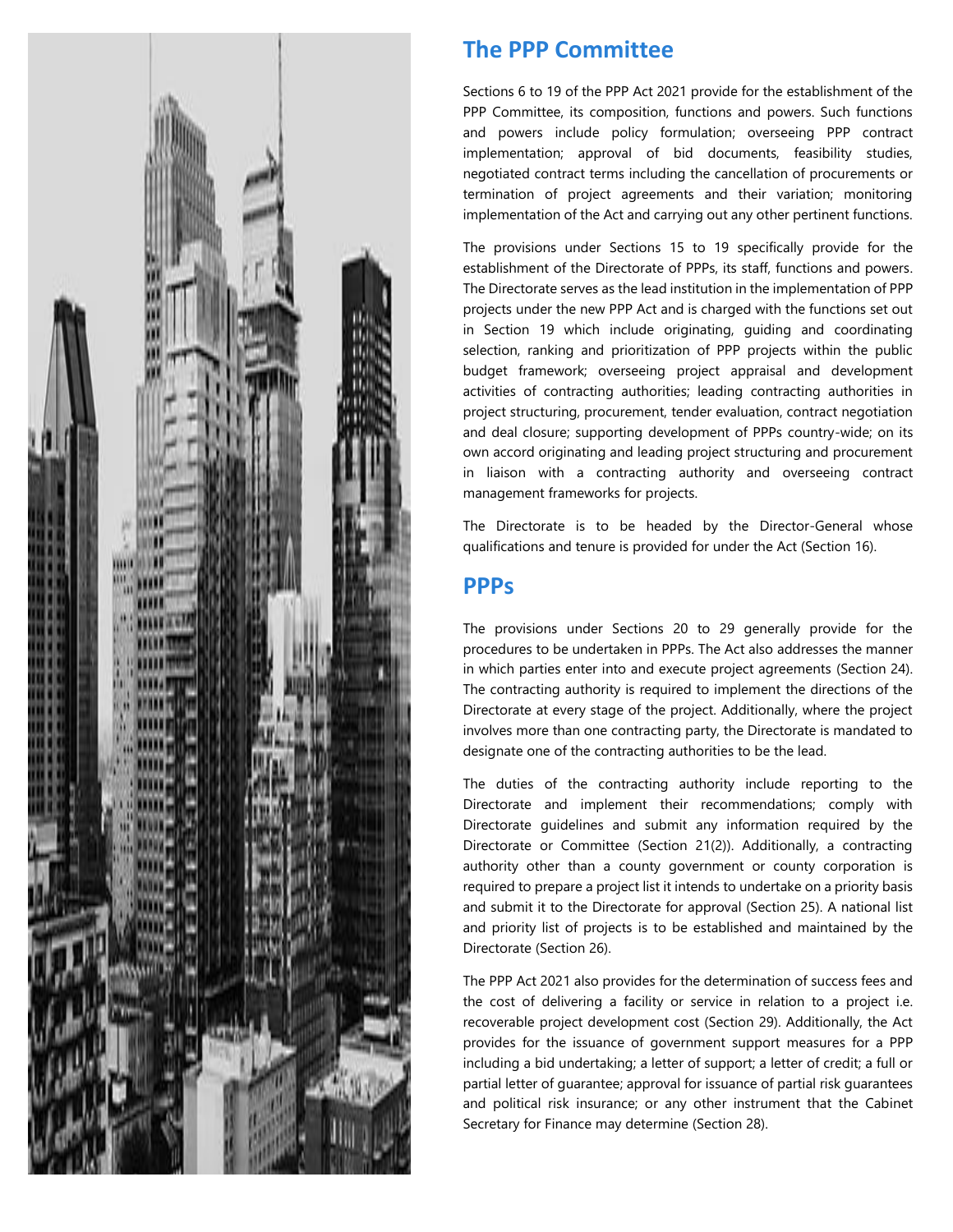## The PPP Committee

Sections 6 to 19 of the PPP Act 2021 provide for the establishment of the PPP Committee, its composition, functions and powers. Such functions and powers include policy formulation; overseeing PPP contract implementation; approval of bid documents, feasibility studies, negotiated contract terms including the cancellation of procurements or termination of project agreements and their variation; monitoring implementation of the Act and carrying out any other pertinent functions.

The provisions under Sections 15 to 19 specifically provide for the establishment of the Directorate of PPPs, its staff, functions and powers. The Directorate serves as the lead institution in the implementation of PPP projects under the new PPP Act and is charged with the functions set out in Section 19 which include originating, guiding and coordinating selection, ranking and prioritization of PPP projects within the public budget framework; overseeing project appraisal and development activities of contracting authorities; leading contracting authorities in project structuring, procurement, tender evaluation, contract negotiation and deal closure; supporting development of PPPs country-wide; on its own accord originating and leading project structuring and procurement in liaison with a contracting authority and overseeing contract management frameworks for projects.

The Directorate is to be headed by the Director-General whose qualifications and tenure is provided for under the Act (Section 16).

## PPPs

The provisions under Sections 20 to 29 generally provide for the procedures to be undertaken in PPPs. The Act also addresses the manner in which parties enter into and execute project agreements (Section 24). The contracting authority is required to implement the directions of the Directorate at every stage of the project. Additionally, where the project involves more than one contracting party, the Directorate is mandated to designate one of the contracting authorities to be the lead.

The duties of the contracting authority include reporting to the Directorate and implement their recommendations; comply with Directorate guidelines and submit any information required by the Directorate or Committee (Section 21(2)). Additionally, a contracting authority other than a county government or county corporation is required to prepare a project list it intends to undertake on a priority basis and submit it to the Directorate for approval (Section 25). A national list and priority list of projects is to be established and maintained by the Directorate (Section 26).

The PPP Act 2021 also provides for the determination of success fees and the cost of delivering a facility or service in relation to a project i.e. recoverable project development cost (Section 29). Additionally, the Act provides for the issuance of government support measures for a PPP including a bid undertaking; a letter of support; a letter of credit; a full or partial letter of guarantee; approval for issuance of partial risk guarantees and political risk insurance; or any other instrument that the Cabinet Secretary for Finance may determine (Section 28).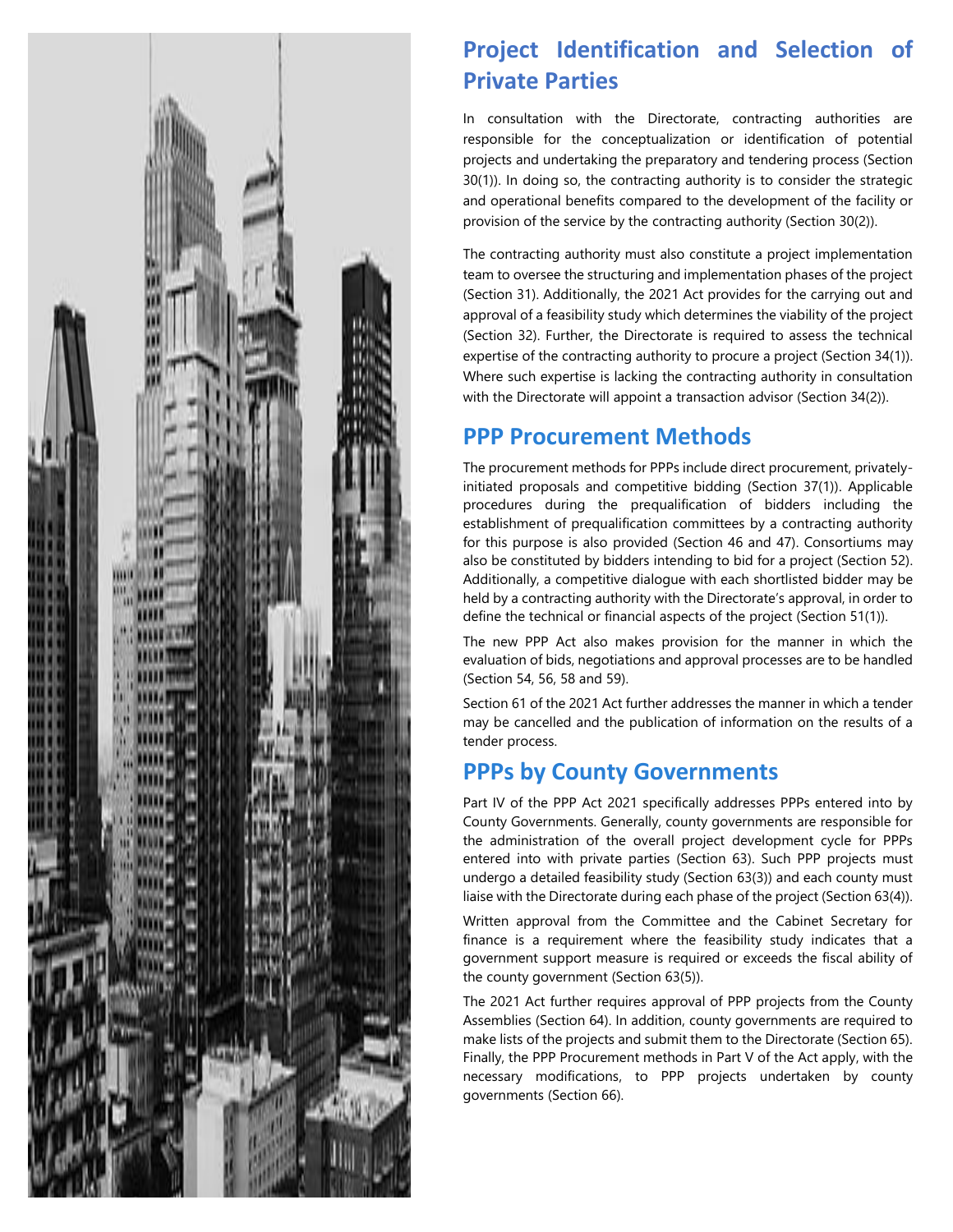## Project Identification and Selection of Private Parties

In consultation with the Directorate, contracting authorities are responsible for the conceptualization or identification of potential projects and undertaking the preparatory and tendering process (Section 30(1)). In doing so, the contracting authority is to consider the strategic and operational benefits compared to the development of the facility or provision of the service by the contracting authority (Section 30(2)).

The contracting authority must also constitute a project implementation team to oversee the structuring and implementation phases of the project (Section 31). Additionally, the 2021 Act provides for the carrying out and approval of a feasibility study which determines the viability of the project (Section 32). Further, the Directorate is required to assess the technical expertise of the contracting authority to procure a project (Section 34(1)). Where such expertise is lacking the contracting authority in consultation with the Directorate will appoint a transaction advisor (Section 34(2)).

## PPP Procurement Methods

The procurement methods for PPPs include direct procurement, privately-initiated proposals and competitive bidding (Section 37(1)). Applicable procedures during the prequalification of bidders including the establishment of prequalification committees by a contracting authority for this purpose is also provided (Section 46 and 47). Consortiums may also be constituted by bidders intending to bid for a project (Section 52). Additionally, a competitive dialogue with each shortlisted bidder may be held by a contracting authority with the Directorate's approval, in order to define the technical or financial aspects of the project (Section 51(1)).

The new PPP Act also makes provision for the manner in which the evaluation of bids, negotiations and approval processes are to be handled (Section 54, 56, 58 and 59).

Section 61 of the 2021 Act further addresses the manner in which a tender may be cancelled and the publication of information on the results of a tender process.

## PPPs by County Governments

Part IV of the PPP Act 2021 specifically addresses PPPs entered into by County Governments. Generally, county governments are responsible for the administration of the overall project development cycle for PPPs entered into with private parties (Section 63). Such PPP projects must undergo a detailed feasibility study (Section 63(3)) and each county must liaise with the Directorate during each phase of the project (Section 63(4)).

Written approval from the Committee and the Cabinet Secretary for finance is a requirement where the feasibility study indicates that a government support measure is required or exceeds the fiscal ability of the county government (Section 63(5)).

The 2021 Act further requires approval of PPP projects from the County Assemblies (Section 64). In addition, county governments are required to make lists of the projects and submit them to the Directorate (Section 65). Finally, the PPP Procurement methods in Part V of the Act apply, with the necessary modifications, to PPP projects undertaken by county governments (Section 66).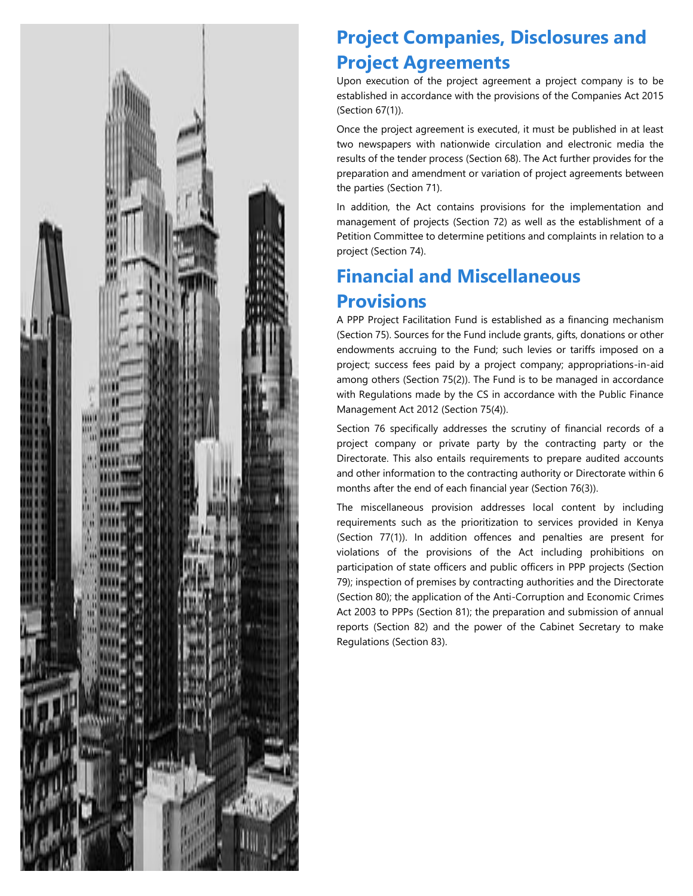## Project Companies, Disclosures and Project Agreements

Upon execution of the project agreement a project company is to be established in accordance with the provisions of the Companies Act 2015 (Section 67(1)).

Once the project agreement is executed, it must be published in at least two newspapers with nationwide circulation and electronic media the results of the tender process (Section 68). The Act further provides for the preparation and amendment or variation of project agreements between the parties (Section 71).

In addition, the Act contains provisions for the implementation and management of projects (Section 72) as well as the establishment of a Petition Committee to determine petitions and complaints in relation to a project (Section 74).

## Financial and Miscellaneous Provisions

A PPP Project Facilitation Fund is established as a financing mechanism (Section 75). Sources for the Fund include grants, gifts, donations or other endowments accruing to the Fund; such levies or tariffs imposed on a project; success fees paid by a project company; appropriations-in-aid among others (Section 75(2)). The Fund is to be managed in accordance with Regulations made by the CS in accordance with the Public Finance Management Act 2012 (Section 75(4)).

Section 76 specifically addresses the scrutiny of financial records of a project company or private party by the contracting party or the Directorate. This also entails requirements to prepare audited accounts and other information to the contracting authority or Directorate within 6 months after the end of each financial year (Section 76(3)).

The miscellaneous provision addresses local content by including requirements such as the prioritization to services provided in Kenya (Section 77(1)). In addition offences and penalties are present for violations of the provisions of the Act including prohibitions on participation of state officers and public officers in PPP projects (Section 79); inspection of premises by contracting authorities and the Directorate (Section 80); the application of the Anti-Corruption and Economic Crimes Act 2003 to PPPs (Section 81); the preparation and submission of annual reports (Section 82) and the power of the Cabinet Secretary to make Regulations (Section 83).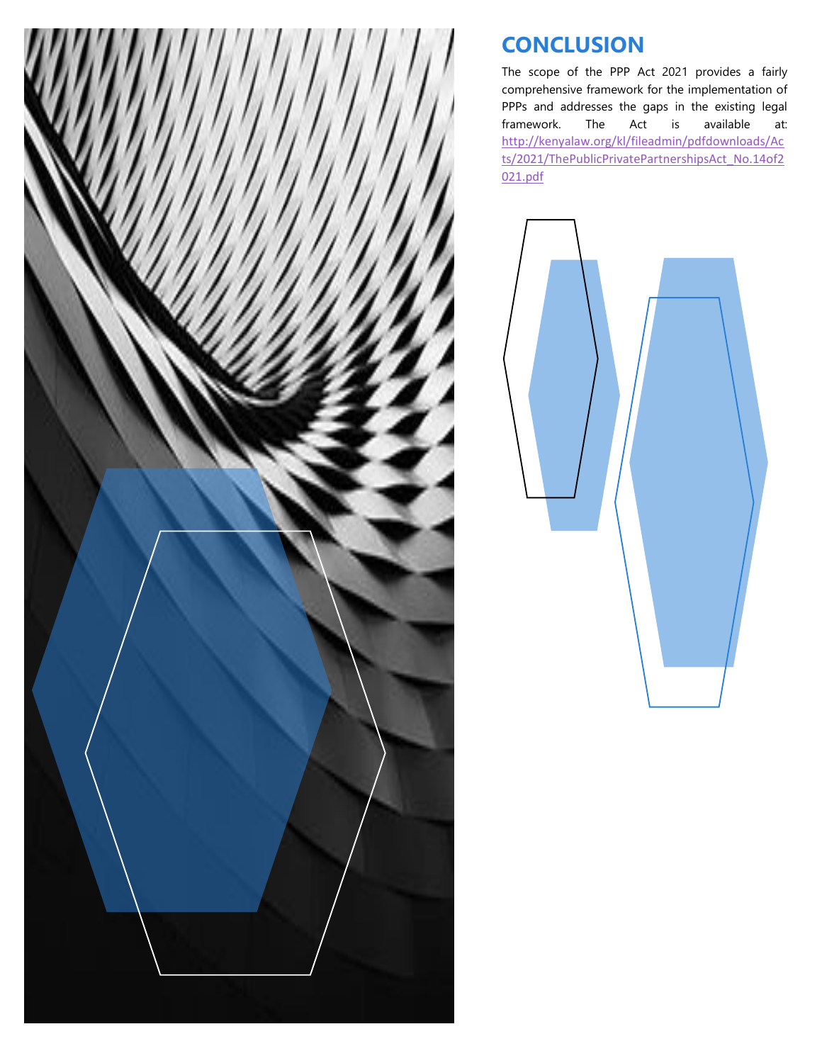# CONCLUSION

The scope of the PPP Act 2021 provides a fairly comprehensive framework for the implementation of PPPs and addresses the gaps in the existing legal framework. The Act is available at: http://kenyalaw.org/kl/fileadmin/pdfdownloads/Acts/2021/ThePublicPrivatePartnershipsAct_No.14of2021.pdf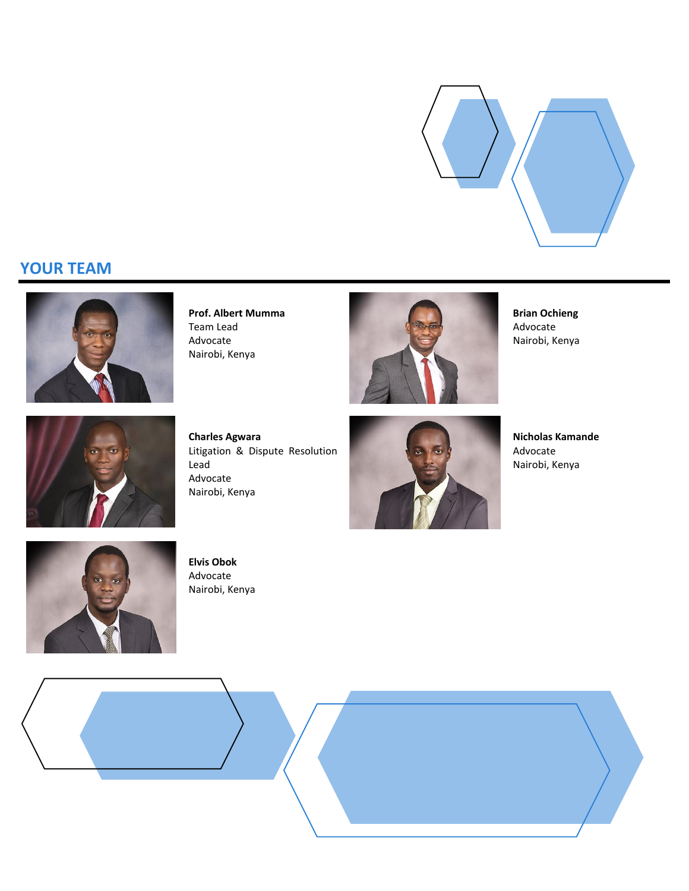## YOUR TEAM

**Prof. Albert Mumma**
Team Lead
Advocate
Nairobi, Kenya

**Brian Ochieng**
Advocate
Nairobi, Kenya

**Charles Agwara**
Litigation & Dispute Resolution Lead
Advocate
Nairobi, Kenya

**Nicholas Kamande**
Advocate
Nairobi, Kenya

**Elvis Obok**
Advocate
Nairobi, Kenya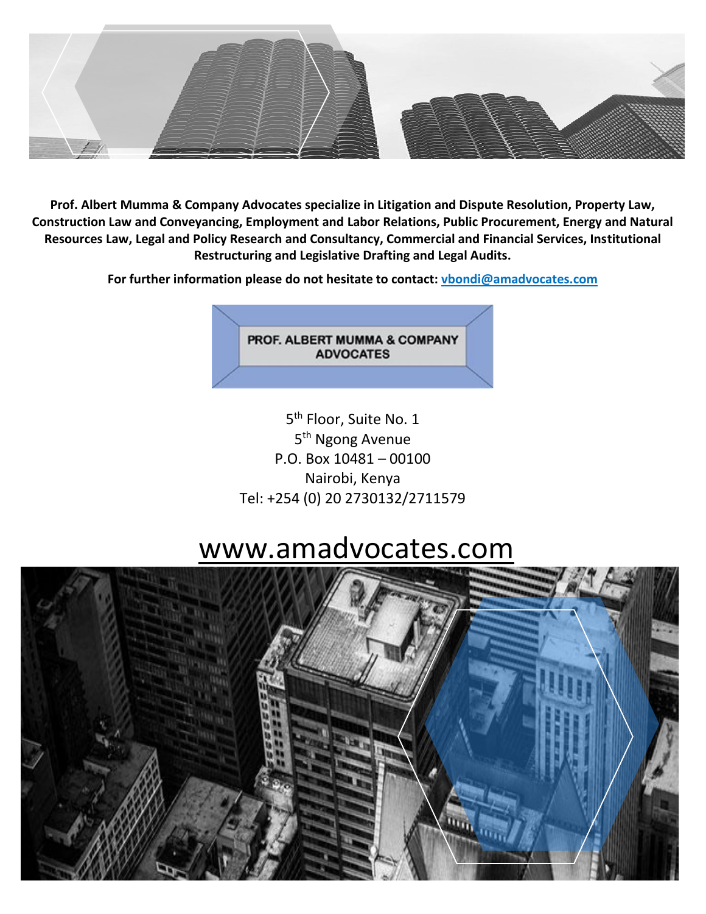**Prof. Albert Mumma & Company Advocates specialize in Litigation and Dispute Resolution, Property Law, Construction Law and Conveyancing, Employment and Labor Relations, Public Procurement, Energy and Natural Resources Law, Legal and Policy Research and Consultancy, Commercial and Financial Services, Institutional Restructuring and Legislative Drafting and Legal Audits.**

**For further information please do not hesitate to contact: vbondi@amadvocates.com**

PROF. ALBERT MUMMA & COMPANY ADVOCATES

5th Floor, Suite No. 1
5th Ngong Avenue
P.O. Box 10481 – 00100
Nairobi, Kenya
Tel: +254 (0) 20 2730132/2711579

www.amadvocates.com